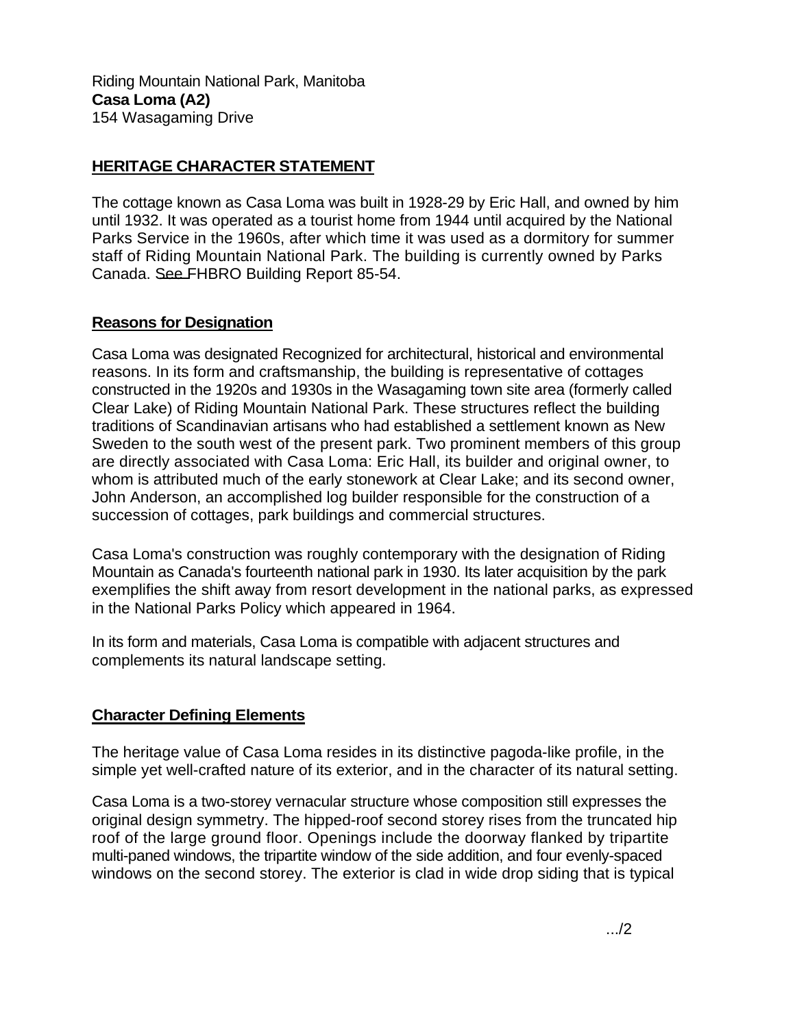Riding Mountain National Park, Manitoba
**Casa Loma (A2)**
154 Wasagaming Drive

## HERITAGE CHARACTER STATEMENT

The cottage known as Casa Loma was built in 1928-29 by Eric Hall, and owned by him until 1932. It was operated as a tourist home from 1944 until acquired by the National Parks Service in the 1960s, after which time it was used as a dormitory for summer staff of Riding Mountain National Park. The building is currently owned by Parks Canada. See FHBRO Building Report 85-54.

### Reasons for Designation

Casa Loma was designated Recognized for architectural, historical and environmental reasons. In its form and craftsmanship, the building is representative of cottages constructed in the 1920s and 1930s in the Wasagaming town site area (formerly called Clear Lake) of Riding Mountain National Park. These structures reflect the building traditions of Scandinavian artisans who had established a settlement known as New Sweden to the south west of the present park. Two prominent members of this group are directly associated with Casa Loma: Eric Hall, its builder and original owner, to whom is attributed much of the early stonework at Clear Lake; and its second owner, John Anderson, an accomplished log builder responsible for the construction of a succession of cottages, park buildings and commercial structures.

Casa Loma's construction was roughly contemporary with the designation of Riding Mountain as Canada's fourteenth national park in 1930. Its later acquisition by the park exemplifies the shift away from resort development in the national parks, as expressed in the National Parks Policy which appeared in 1964.

In its form and materials, Casa Loma is compatible with adjacent structures and complements its natural landscape setting.

### Character Defining Elements

The heritage value of Casa Loma resides in its distinctive pagoda-like profile, in the simple yet well-crafted nature of its exterior, and in the character of its natural setting.

Casa Loma is a two-storey vernacular structure whose composition still expresses the original design symmetry. The hipped-roof second storey rises from the truncated hip roof of the large ground floor. Openings include the doorway flanked by tripartite multi-paned windows, the tripartite window of the side addition, and four evenly-spaced windows on the second storey. The exterior is clad in wide drop siding that is typical

.../2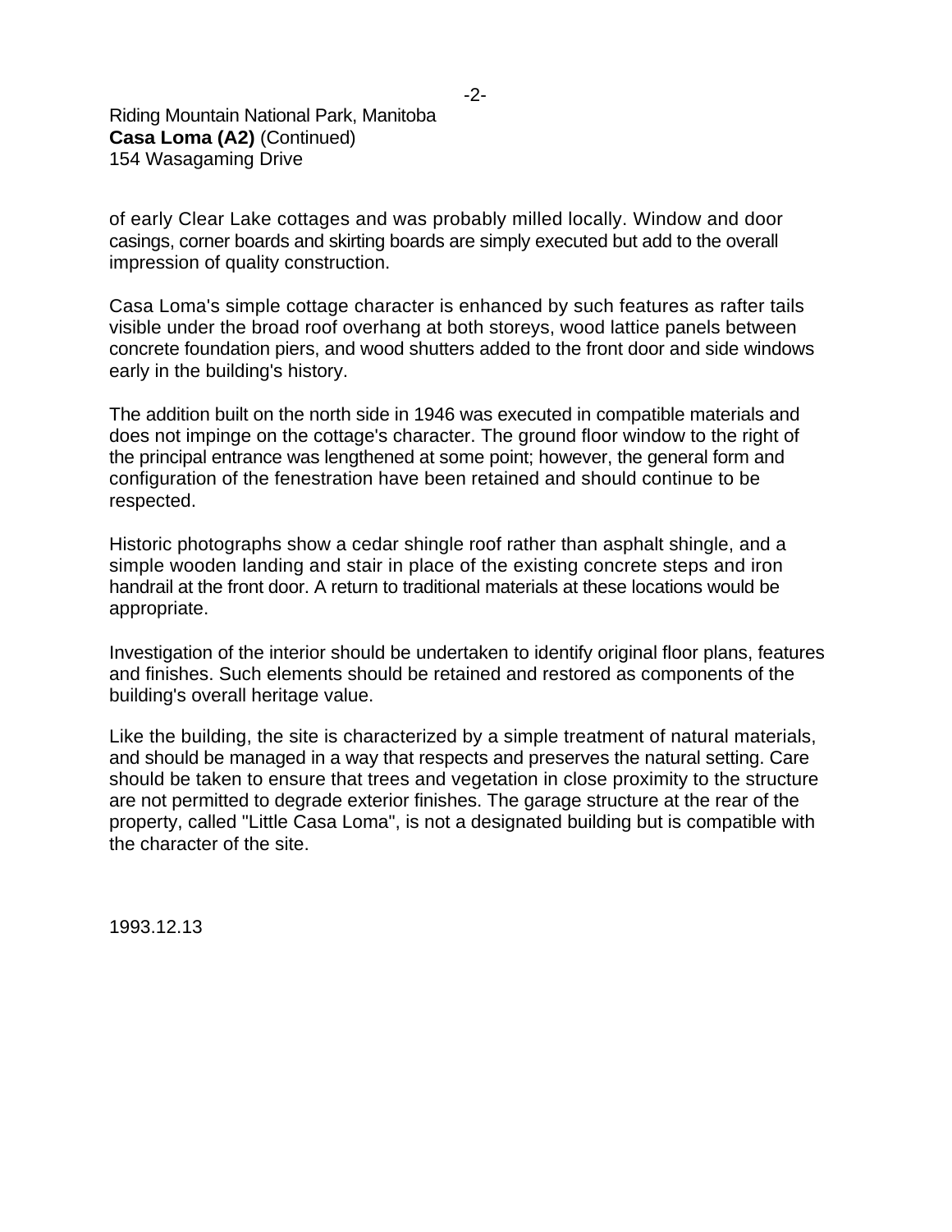Riding Mountain National Park, Manitoba
**Casa Loma (A2)** (Continued)
154 Wasagaming Drive

of early Clear Lake cottages and was probably milled locally. Window and door casings, corner boards and skirting boards are simply executed but add to the overall impression of quality construction.

Casa Loma's simple cottage character is enhanced by such features as rafter tails visible under the broad roof overhang at both storeys, wood lattice panels between concrete foundation piers, and wood shutters added to the front door and side windows early in the building's history.

The addition built on the north side in 1946 was executed in compatible materials and does not impinge on the cottage's character. The ground floor window to the right of the principal entrance was lengthened at some point; however, the general form and configuration of the fenestration have been retained and should continue to be respected.

Historic photographs show a cedar shingle roof rather than asphalt shingle, and a simple wooden landing and stair in place of the existing concrete steps and iron handrail at the front door. A return to traditional materials at these locations would be appropriate.

Investigation of the interior should be undertaken to identify original floor plans, features and finishes. Such elements should be retained and restored as components of the building's overall heritage value.

Like the building, the site is characterized by a simple treatment of natural materials, and should be managed in a way that respects and preserves the natural setting. Care should be taken to ensure that trees and vegetation in close proximity to the structure are not permitted to degrade exterior finishes. The garage structure at the rear of the property, called "Little Casa Loma", is not a designated building but is compatible with the character of the site.

1993.12.13